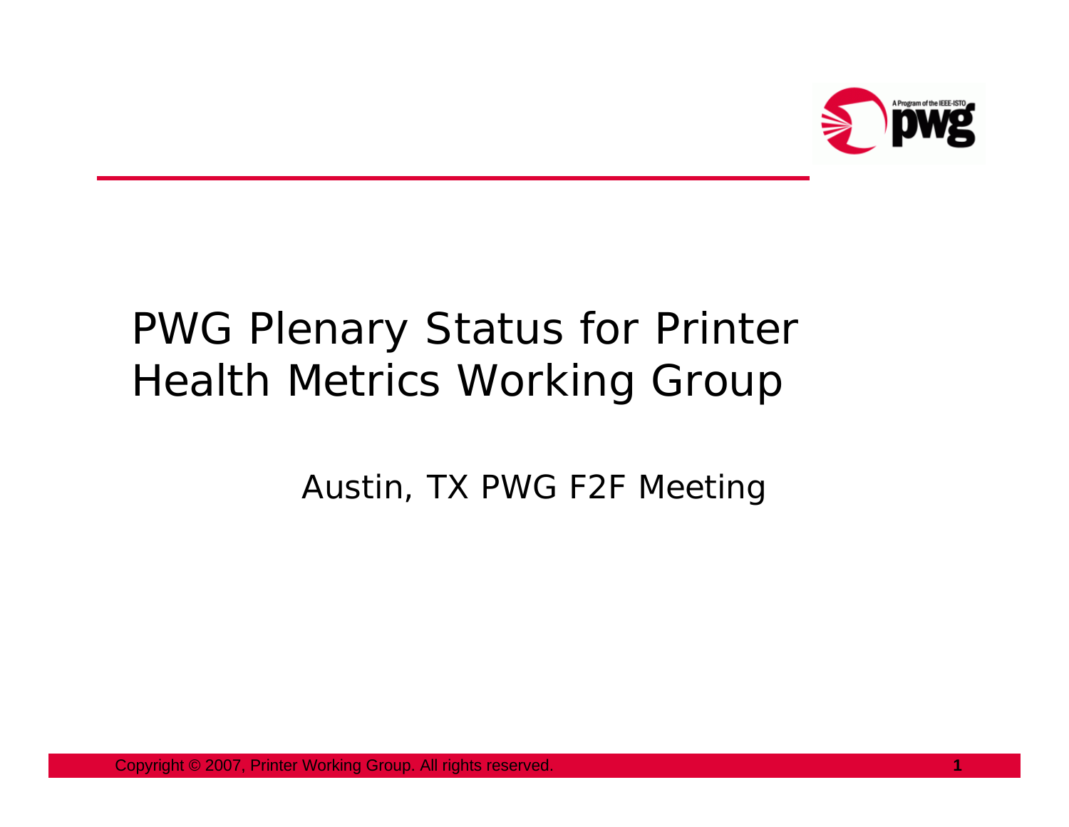# PWG Plenary Status for Printer Health Metrics Working Group

Austin, TX PWG F2F Meeting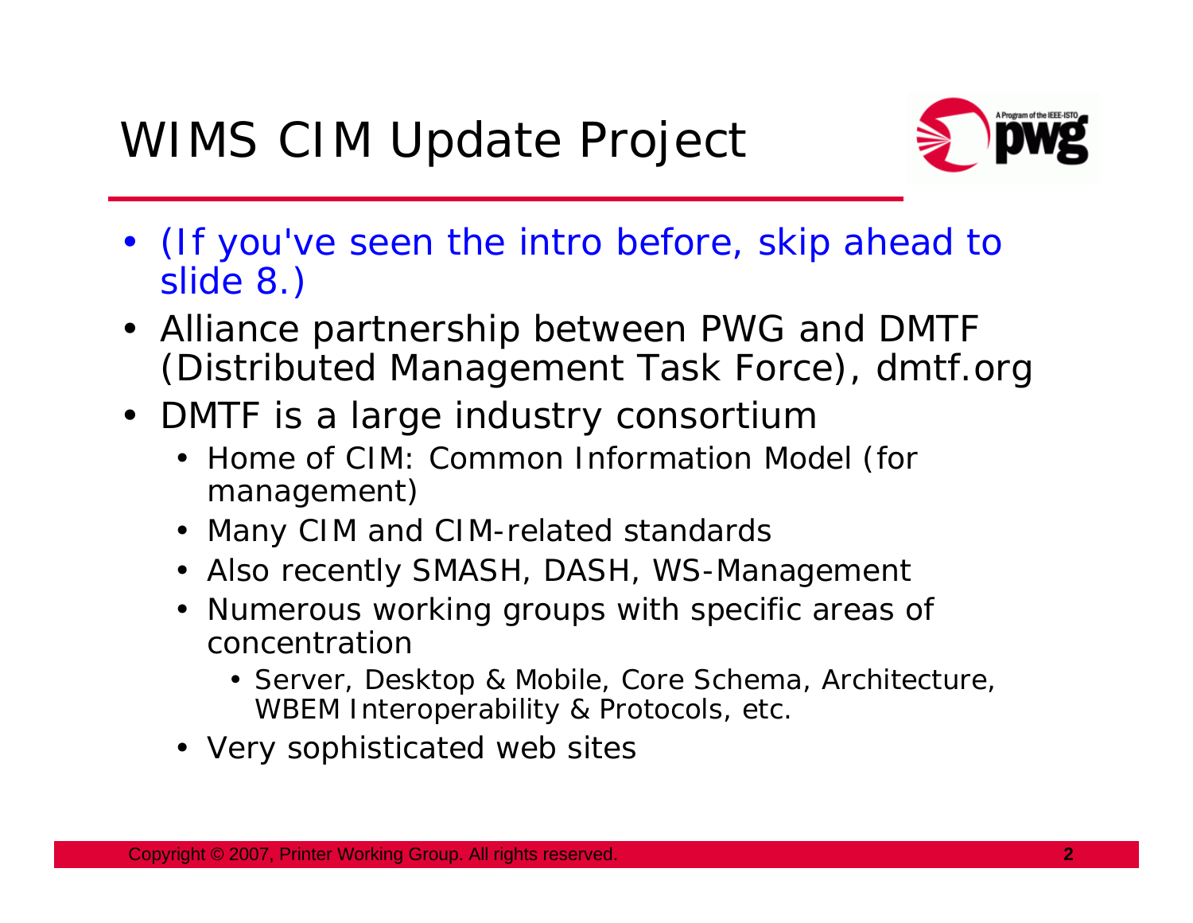# WIMS CIM Update Project

- (If you've seen the intro before, skip ahead to slide 8.)
- Alliance partnership between PWG and DMTF (Distributed Management Task Force), dmtf.org
- DMTF is a large industry consortium
  - Home of CIM: Common Information Model (for management)
  - Many CIM and CIM-related standards
  - Also recently SMASH, DASH, WS-Management
  - Numerous working groups with specific areas of concentration
    - Server, Desktop & Mobile, Core Schema, Architecture, WBEM Interoperability & Protocols, etc.
  - Very sophisticated web sites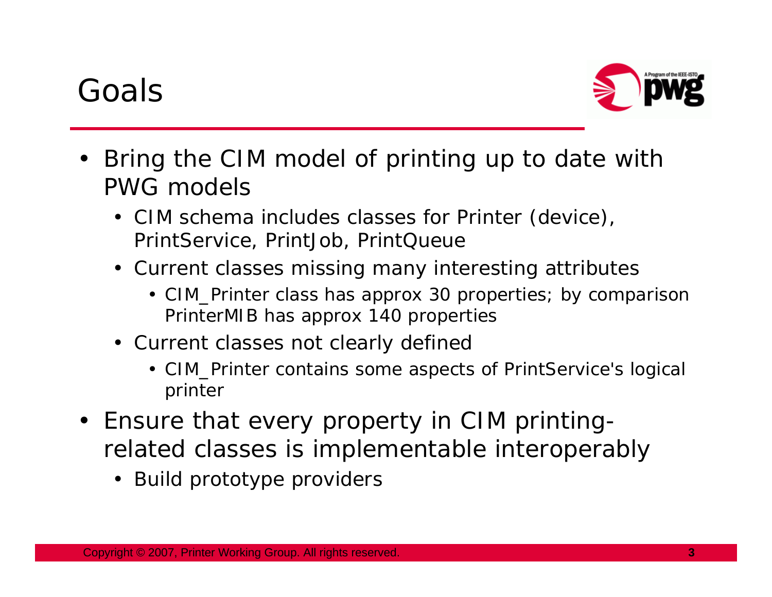# Goals

- Bring the CIM model of printing up to date with PWG models
  - CIM schema includes classes for Printer (device), PrintService, PrintJob, PrintQueue
  - Current classes missing many interesting attributes
    - CIM_Printer class has approx 30 properties; by comparison PrinterMIB has approx 140 properties
  - Current classes not clearly defined
    - CIM_Printer contains some aspects of PrintService's logical printer
- Ensure that every property in CIM printing-related classes is implementable interoperably
  - Build prototype providers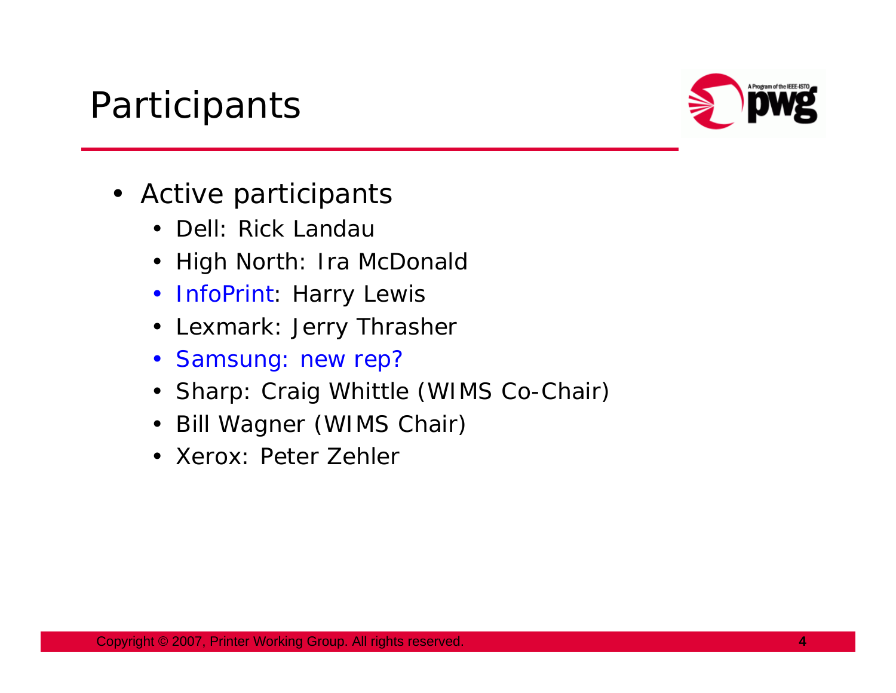# Participants

- Active participants
  - Dell: Rick Landau
  - High North: Ira McDonald
  - InfoPrint: Harry Lewis
  - Lexmark: Jerry Thrasher
  - Samsung: new rep?
  - Sharp: Craig Whittle (WIMS Co-Chair)
  - Bill Wagner (WIMS Chair)
  - Xerox: Peter Zehler

Copyright © 2007, Printer Working Group. All rights reserved.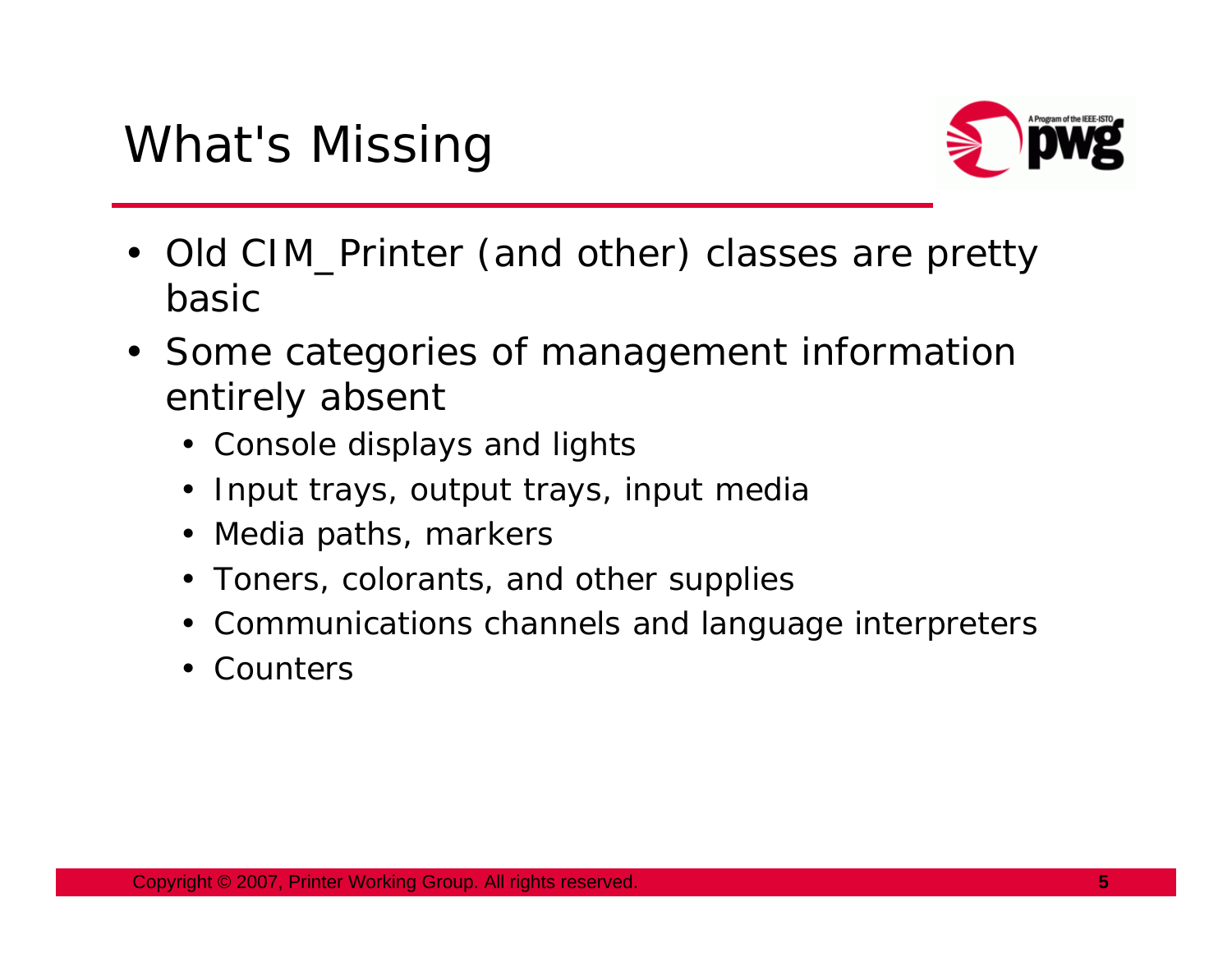# What's Missing

- Old CIM_Printer (and other) classes are pretty basic
- Some categories of management information entirely absent
  - Console displays and lights
  - Input trays, output trays, input media
  - Media paths, markers
  - Toners, colorants, and other supplies
  - Communications channels and language interpreters
  - Counters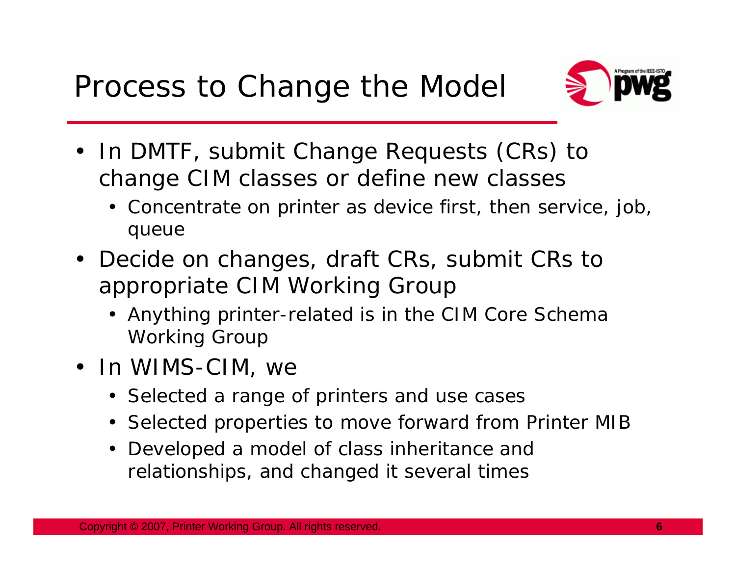# Process to Change the Model

- In DMTF, submit Change Requests (CRs) to change CIM classes or define new classes
  - Concentrate on printer as device first, then service, job, queue
- Decide on changes, draft CRs, submit CRs to appropriate CIM Working Group
  - Anything printer-related is in the CIM Core Schema Working Group
- In WIMS-CIM, we
  - Selected a range of printers and use cases
  - Selected properties to move forward from Printer MIB
  - Developed a model of class inheritance and relationships, and changed it several times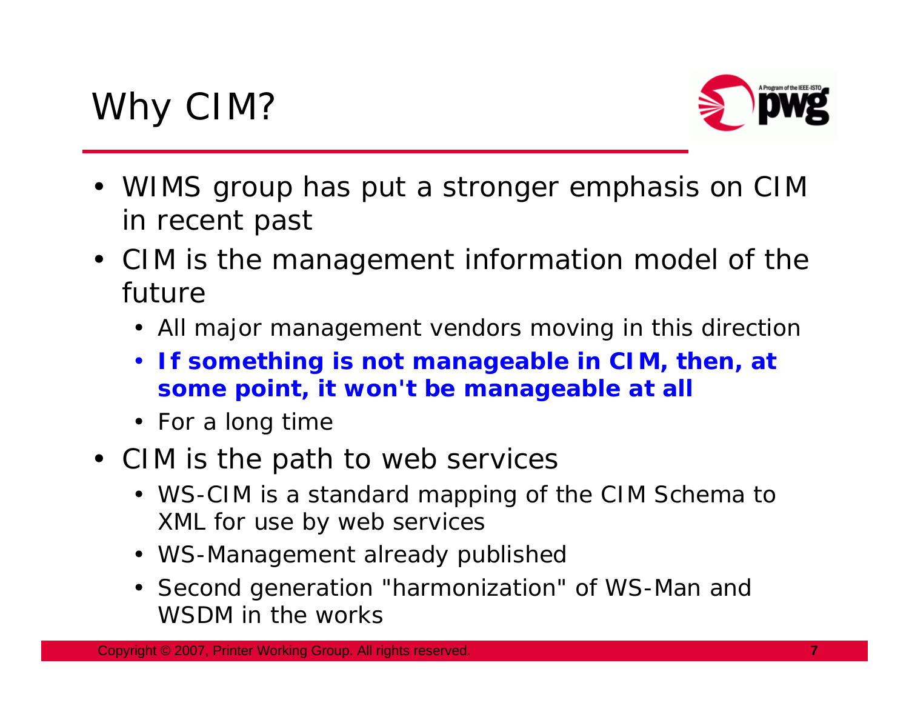# Why CIM?

- WIMS group has put a stronger emphasis on CIM in recent past
- CIM is the management information model of the future
  - All major management vendors moving in this direction
  - **If something is not manageable in CIM, then, at some point, it won't be manageable at all**
  - For a long time
- CIM is the path to web services
  - WS-CIM is a standard mapping of the CIM Schema to XML for use by web services
  - WS-Management already published
  - Second generation "harmonization" of WS-Man and WSDM in the works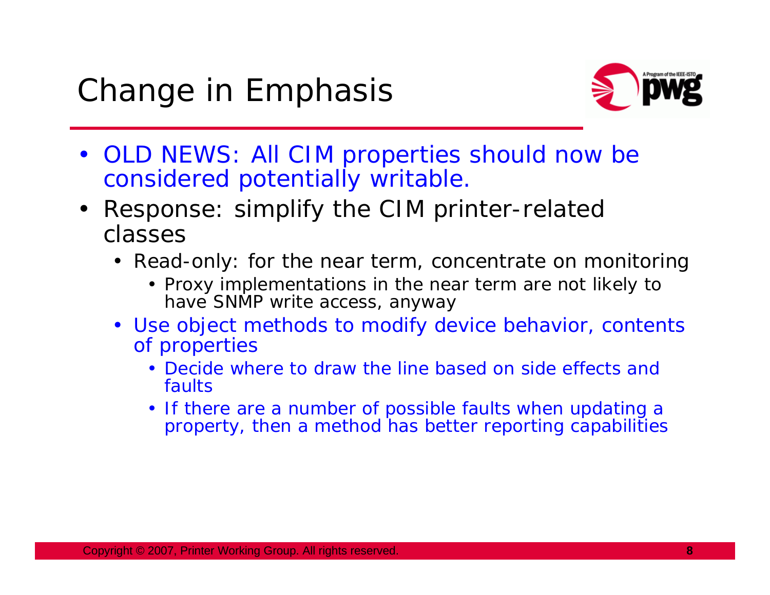# Change in Emphasis

- OLD NEWS: All CIM properties should now be considered potentially writable.
- Response: simplify the CIM printer-related classes
  - Read-only: for the near term, concentrate on monitoring
    - Proxy implementations in the near term are not likely to have SNMP write access, anyway
  - Use object methods to modify device behavior, contents of properties
    - Decide where to draw the line based on side effects and faults
    - If there are a number of possible faults when updating a property, then a method has better reporting capabilities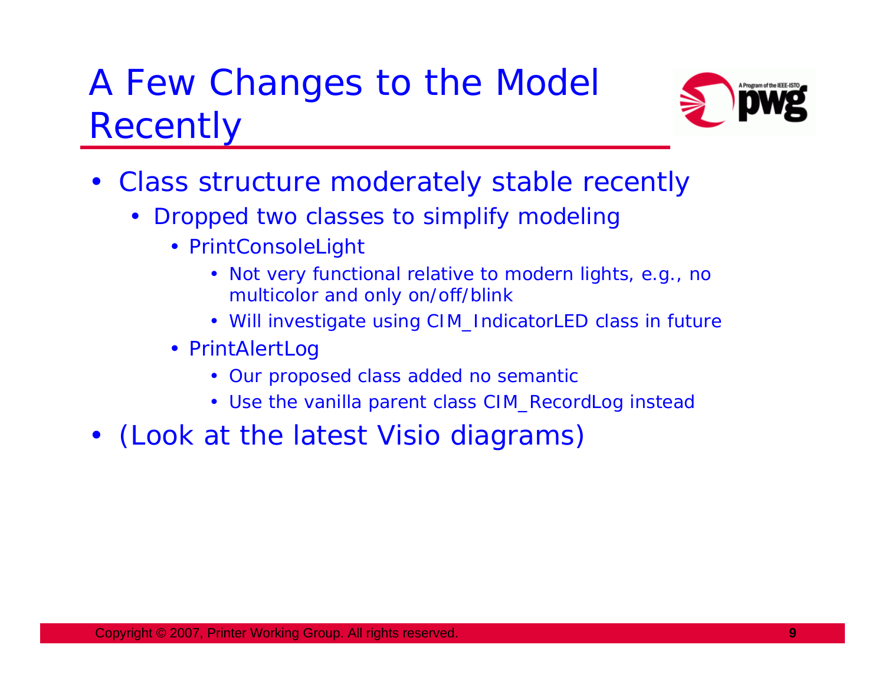# A Few Changes to the Model Recently

- Class structure moderately stable recently
  - Dropped two classes to simplify modeling
    - PrintConsoleLight
      - Not very functional relative to modern lights, e.g., no multicolor and only on/off/blink
      - Will investigate using CIM_IndicatorLED class in future
    - PrintAlertLog
      - Our proposed class added no semantic
      - Use the vanilla parent class CIM_RecordLog instead
- (Look at the latest Visio diagrams)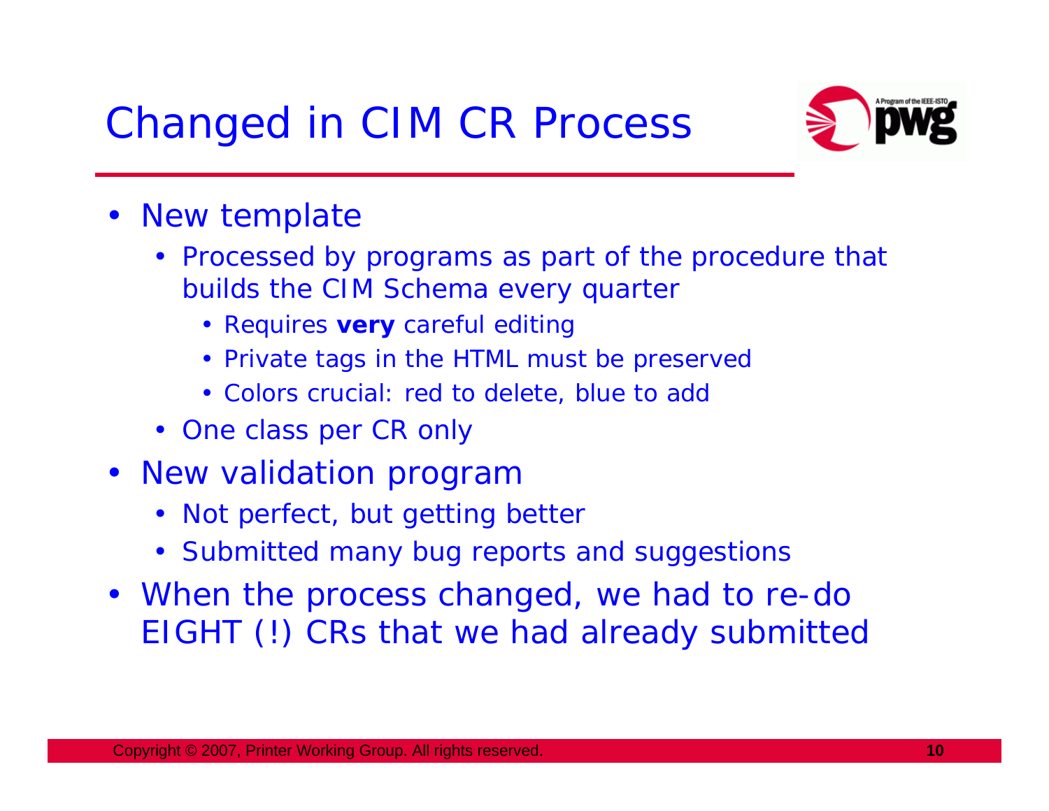# Changed in CIM CR Process

- New template
  - Processed by programs as part of the procedure that builds the CIM Schema every quarter
    - Requires **very** careful editing
    - Private tags in the HTML must be preserved
    - Colors crucial: red to delete, blue to add
  - One class per CR only
- New validation program
  - Not perfect, but getting better
  - Submitted many bug reports and suggestions
- When the process changed, we had to re-do EIGHT (!) CRs that we had already submitted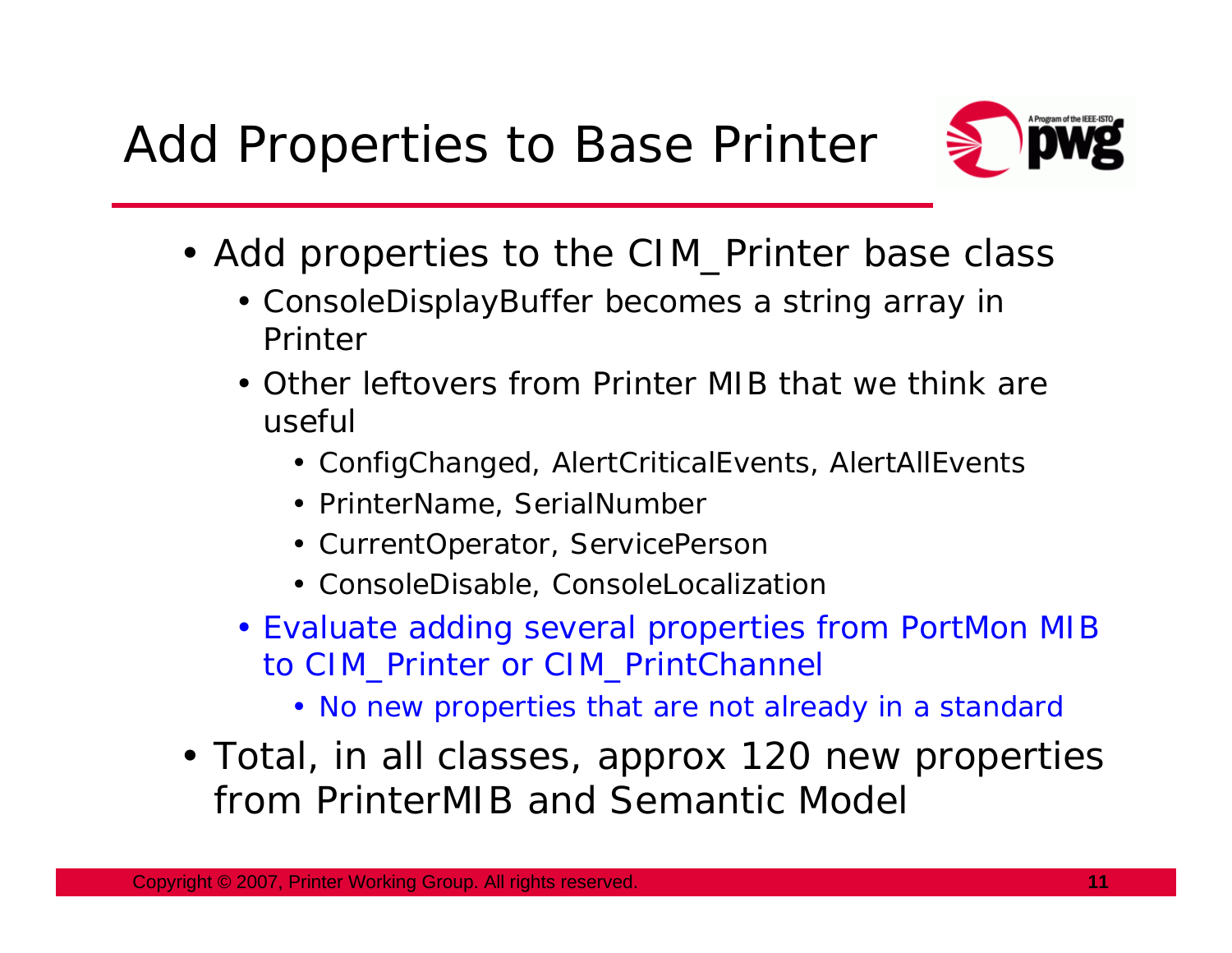# Add Properties to Base Printer

- Add properties to the CIM_Printer base class
  - ConsoleDisplayBuffer becomes a string array in Printer
  - Other leftovers from Printer MIB that we think are useful
    - ConfigChanged, AlertCriticalEvents, AlertAllEvents
    - PrinterName, SerialNumber
    - CurrentOperator, ServicePerson
    - ConsoleDisable, ConsoleLocalization
  - Evaluate adding several properties from PortMon MIB to CIM_Printer or CIM_PrintChannel
    - No new properties that are not already in a standard
- Total, in all classes, approx 120 new properties from PrinterMIB and Semantic Model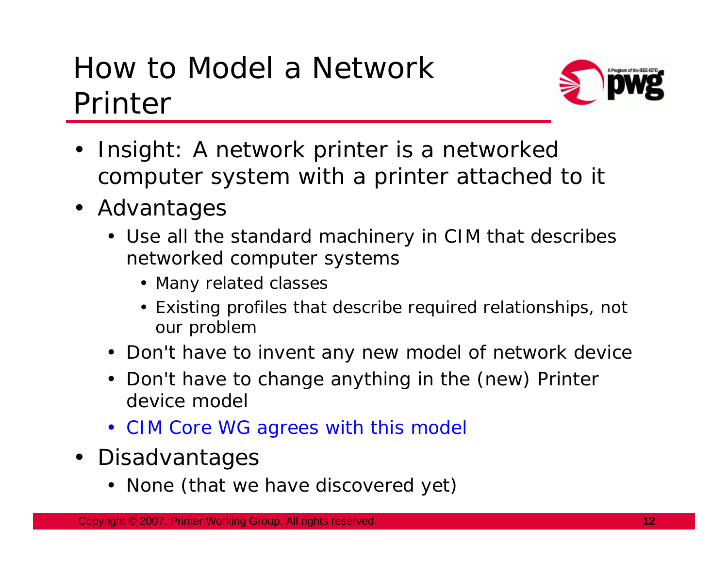# How to Model a Network Printer

- Insight: A network printer is a networked computer system with a printer attached to it
- Advantages
  - Use all the standard machinery in CIM that describes networked computer systems
    - Many related classes
    - Existing profiles that describe required relationships, not our problem
  - Don't have to invent any new model of network device
  - Don't have to change anything in the (new) Printer device model
  - CIM Core WG agrees with this model
- Disadvantages
  - None (that we have discovered yet)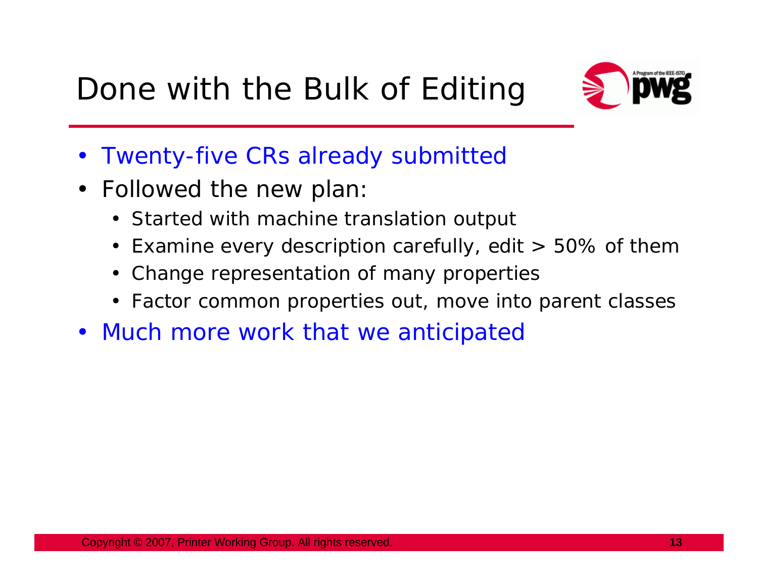# Done with the Bulk of Editing

- Twenty-five CRs already submitted
- Followed the new plan:
  - Started with machine translation output
  - Examine every description carefully, edit > 50% of them
  - Change representation of many properties
  - Factor common properties out, move into parent classes
- Much more work that we anticipated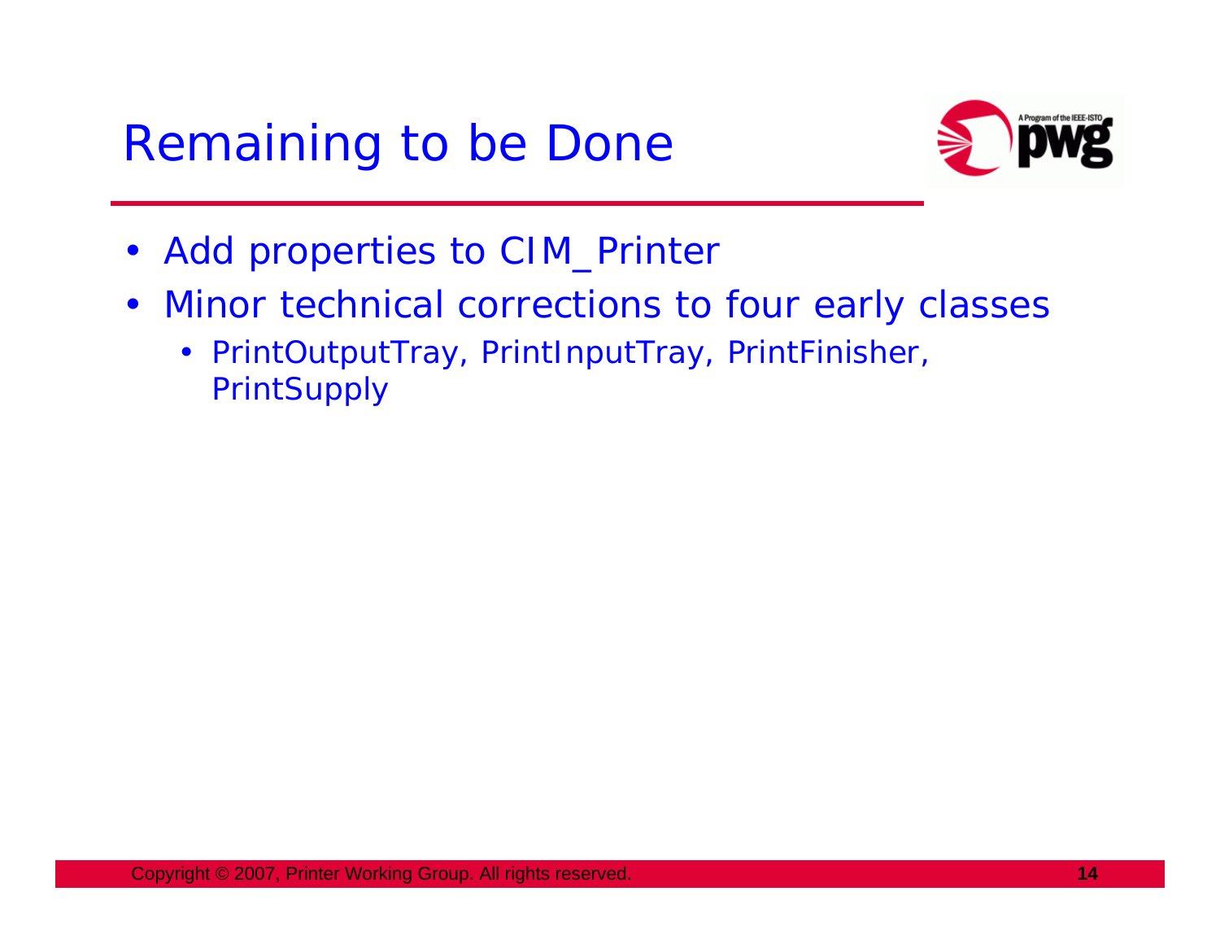# Remaining to be Done

- Add properties to CIM_Printer
- Minor technical corrections to four early classes
  - PrintOutputTray, PrintInputTray, PrintFinisher, PrintSupply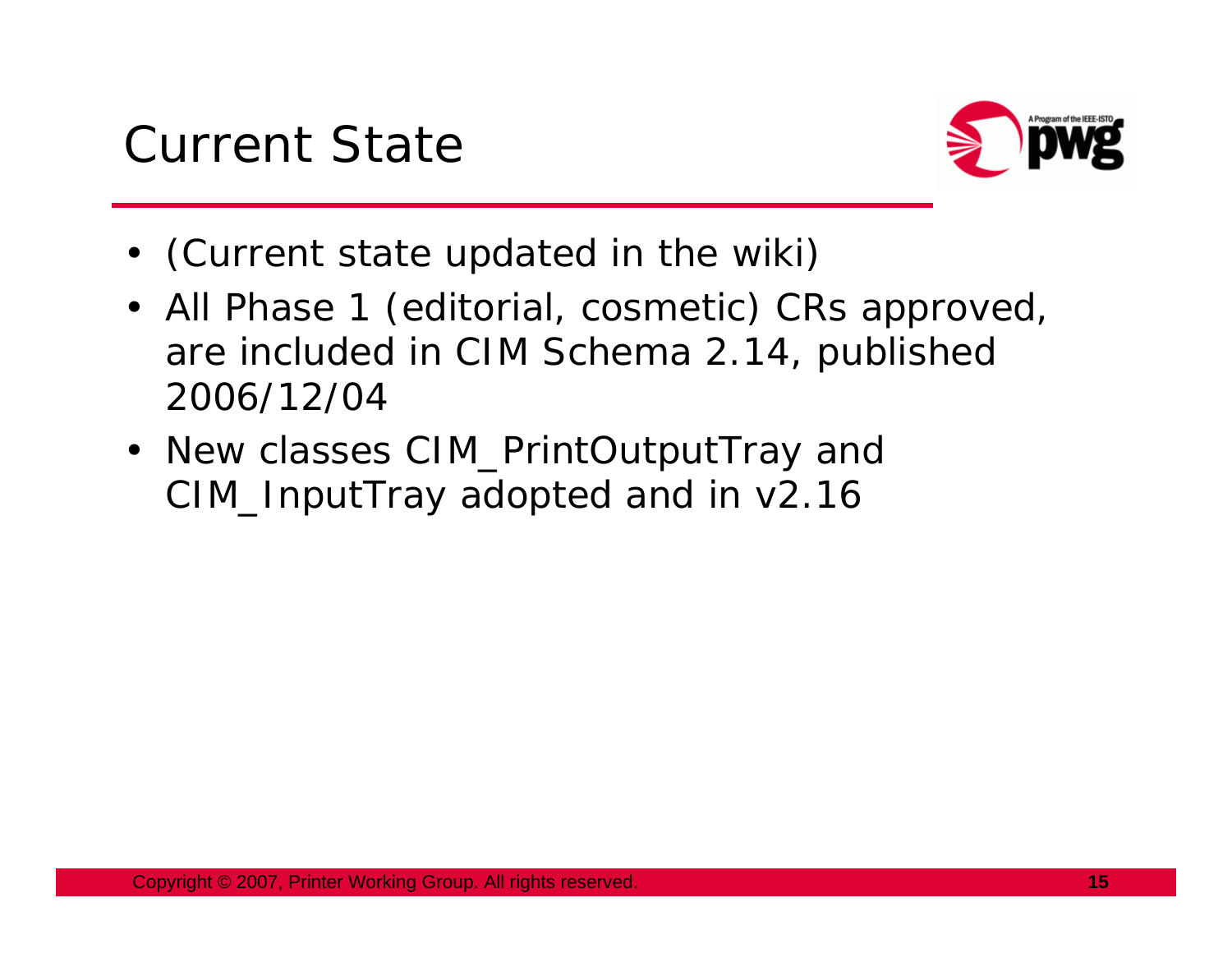# Current State

- (Current state updated in the wiki)
- All Phase 1 (editorial, cosmetic) CRs approved, are included in CIM Schema 2.14, published 2006/12/04
- New classes CIM_PrintOutputTray and CIM_InputTray adopted and in v2.16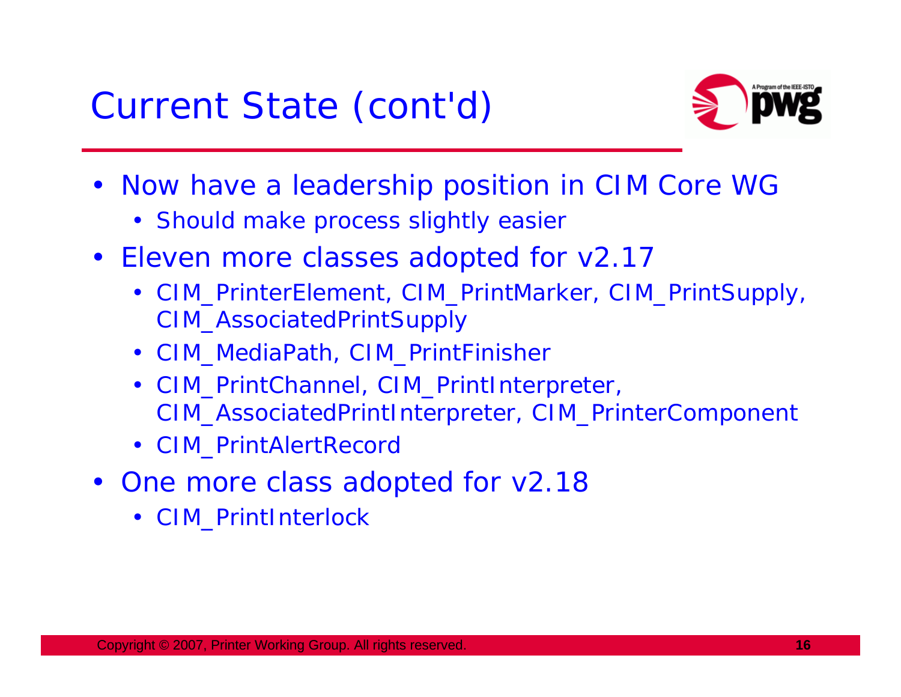# Current State (cont'd)

- Now have a leadership position in CIM Core WG
  - Should make process slightly easier
- Eleven more classes adopted for v2.17
  - CIM_PrinterElement, CIM_PrintMarker, CIM_PrintSupply, CIM_AssociatedPrintSupply
  - CIM_MediaPath, CIM_PrintFinisher
  - CIM_PrintChannel, CIM_PrintInterpreter, CIM_AssociatedPrintInterpreter, CIM_PrinterComponent
  - CIM_PrintAlertRecord
- One more class adopted for v2.18
  - CIM_PrintInterlock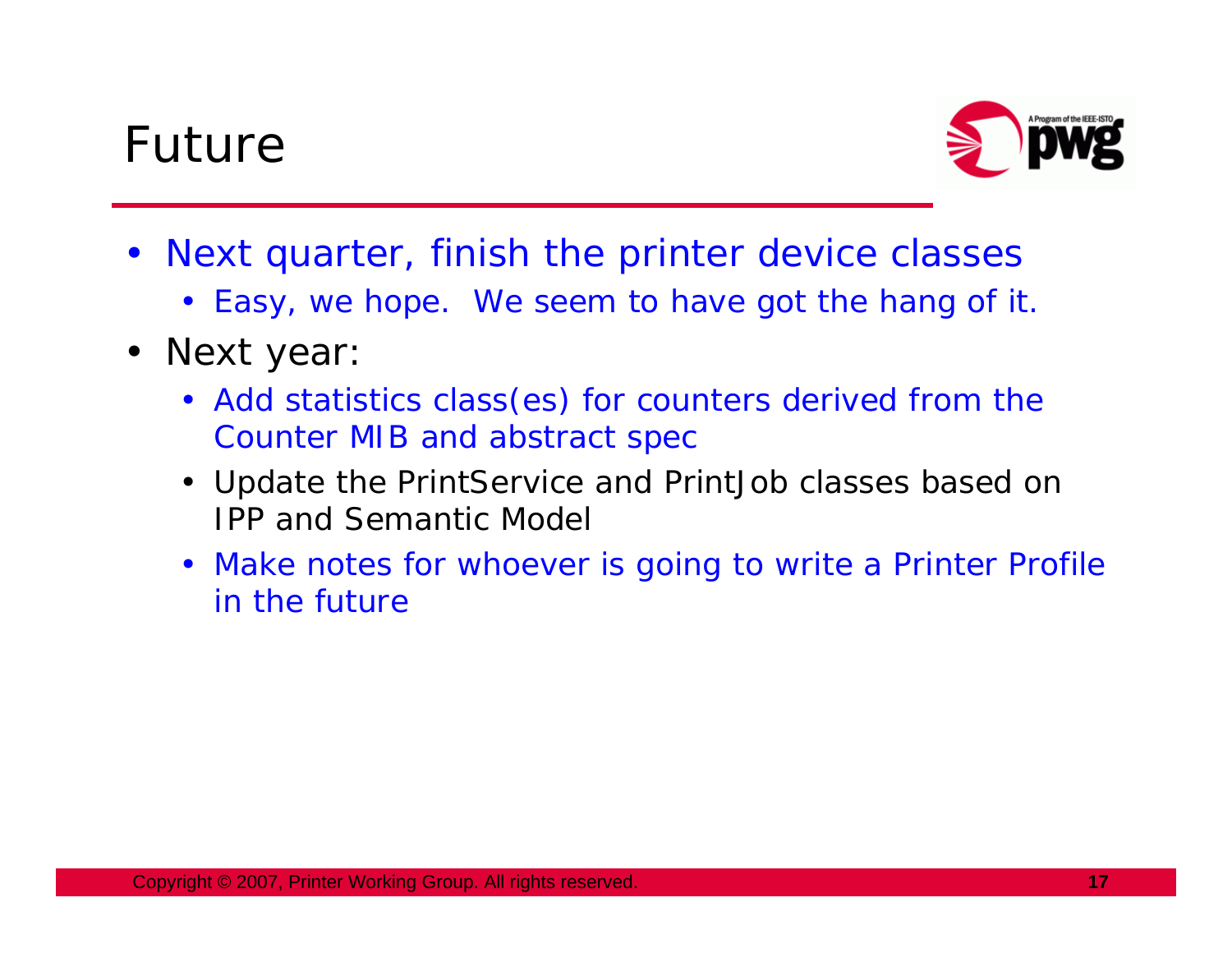# Future

- Next quarter, finish the printer device classes
  - Easy, we hope.  We seem to have got the hang of it.
- Next year:
  - Add statistics class(es) for counters derived from the Counter MIB and abstract spec
  - Update the PrintService and PrintJob classes based on IPP and Semantic Model
  - Make notes for whoever is going to write a Printer Profile in the future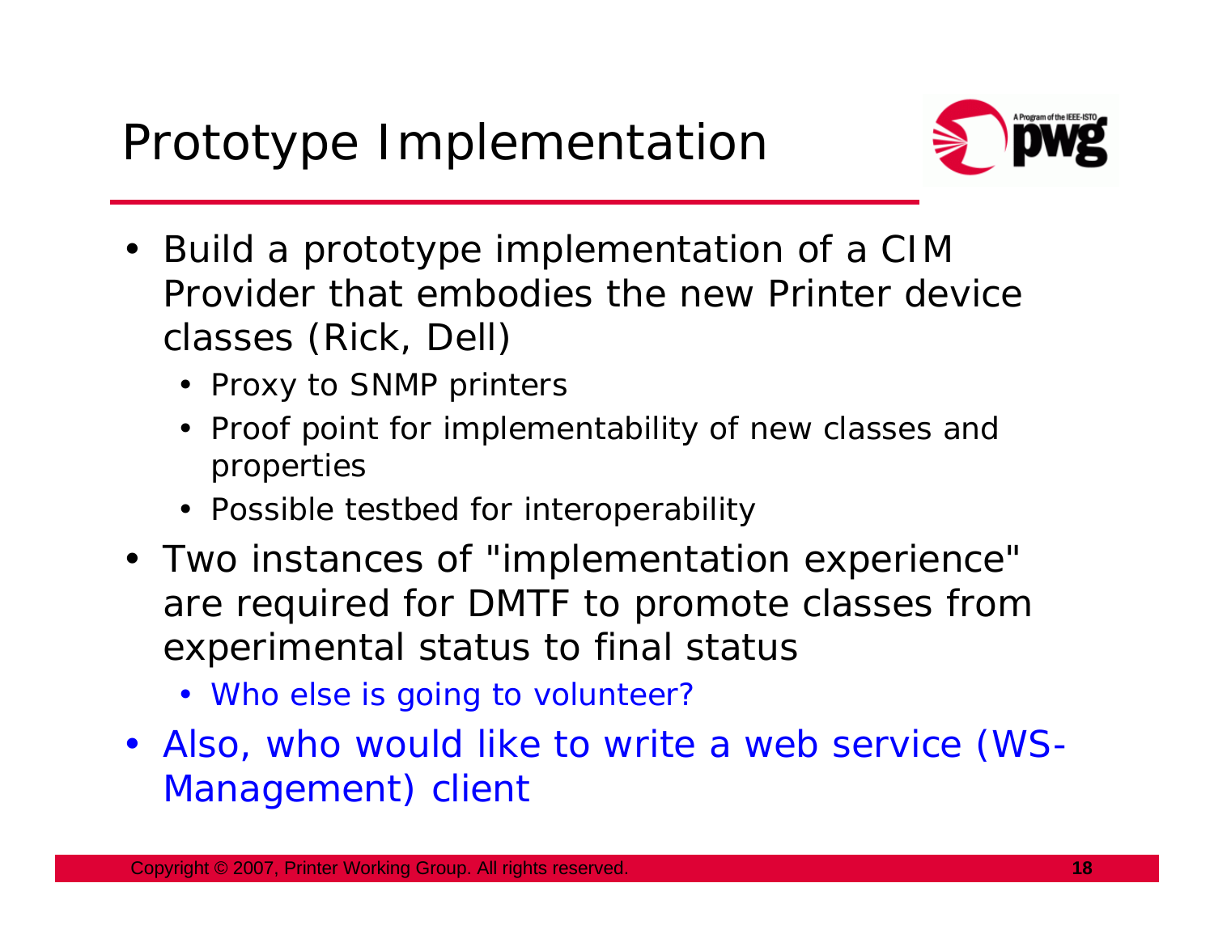# Prototype Implementation

- Build a prototype implementation of a CIM Provider that embodies the new Printer device classes (Rick, Dell)
  - Proxy to SNMP printers
  - Proof point for implementability of new classes and properties
  - Possible testbed for interoperability
- Two instances of "implementation experience" are required for DMTF to promote classes from experimental status to final status
  - Who else is going to volunteer?
- Also, who would like to write a web service (WS-Management) client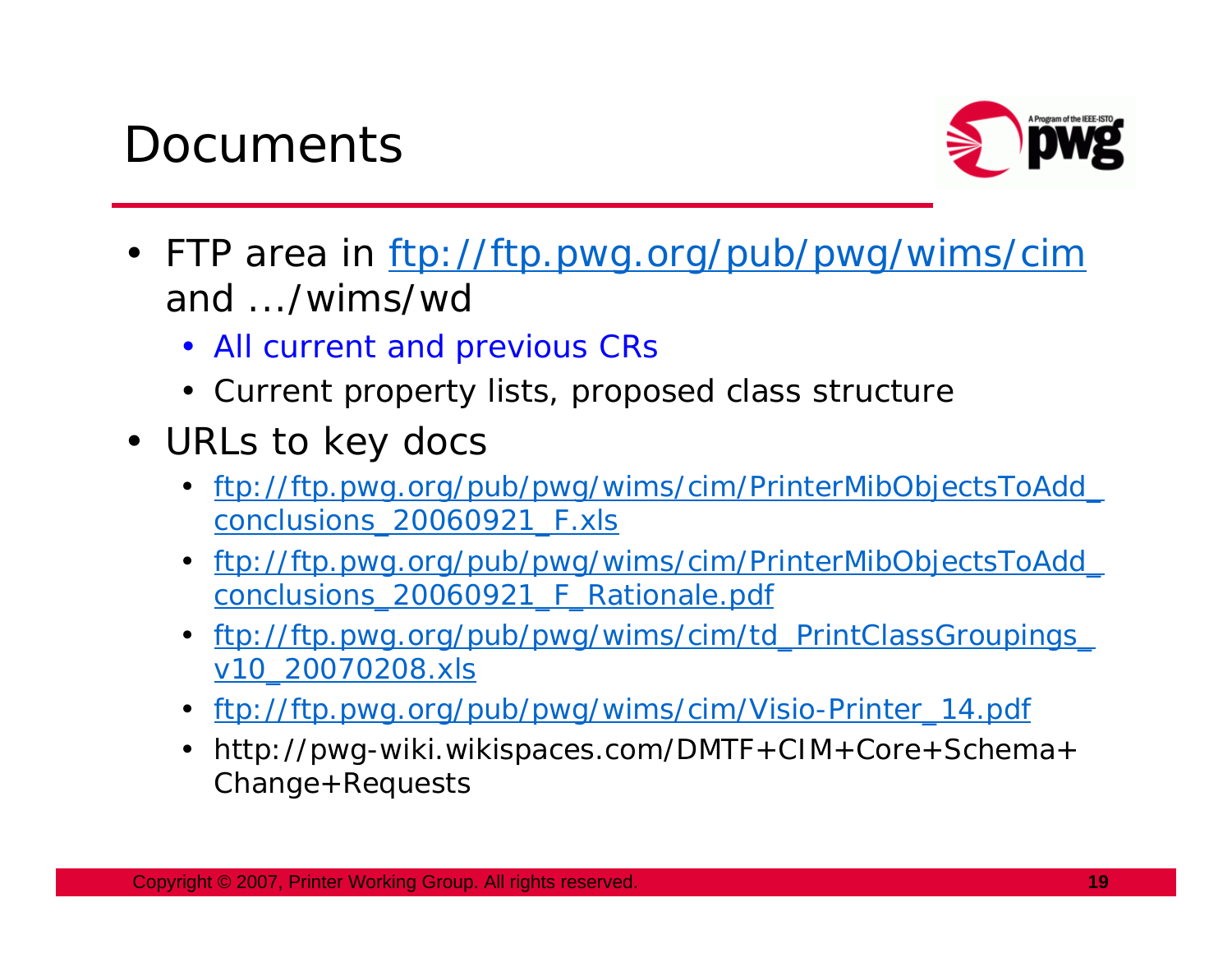# Documents

- FTP area in ftp://ftp.pwg.org/pub/pwg/wims/cim and …/wims/wd
  - All current and previous CRs
  - Current property lists, proposed class structure
- URLs to key docs
  - ftp://ftp.pwg.org/pub/pwg/wims/cim/PrinterMibObjectsToAdd_conclusions_20060921_F.xls
  - ftp://ftp.pwg.org/pub/pwg/wims/cim/PrinterMibObjectsToAdd_conclusions_20060921_F_Rationale.pdf
  - ftp://ftp.pwg.org/pub/pwg/wims/cim/td_PrintClassGroupings_v10_20070208.xls
  - ftp://ftp.pwg.org/pub/pwg/wims/cim/Visio-Printer_14.pdf
  - http://pwg-wiki.wikispaces.com/DMTF+CIM+Core+Schema+Change+Requests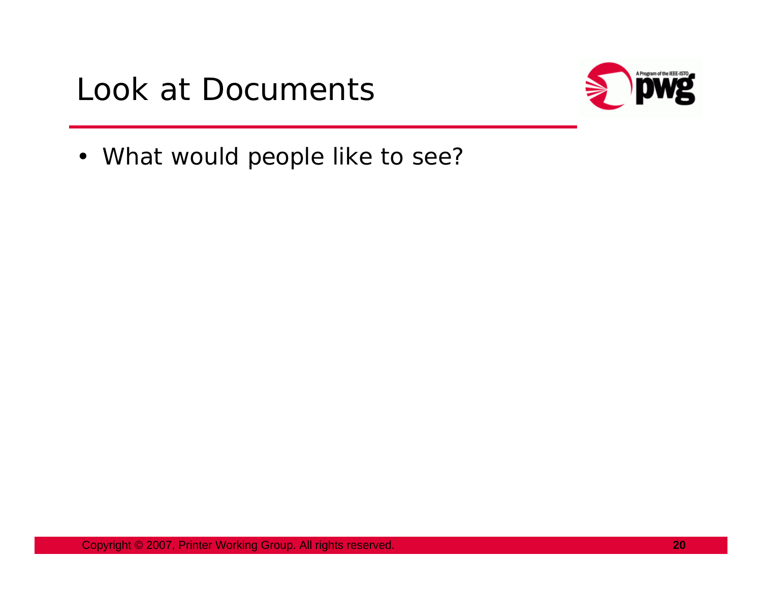# Look at Documents

- What would people like to see?